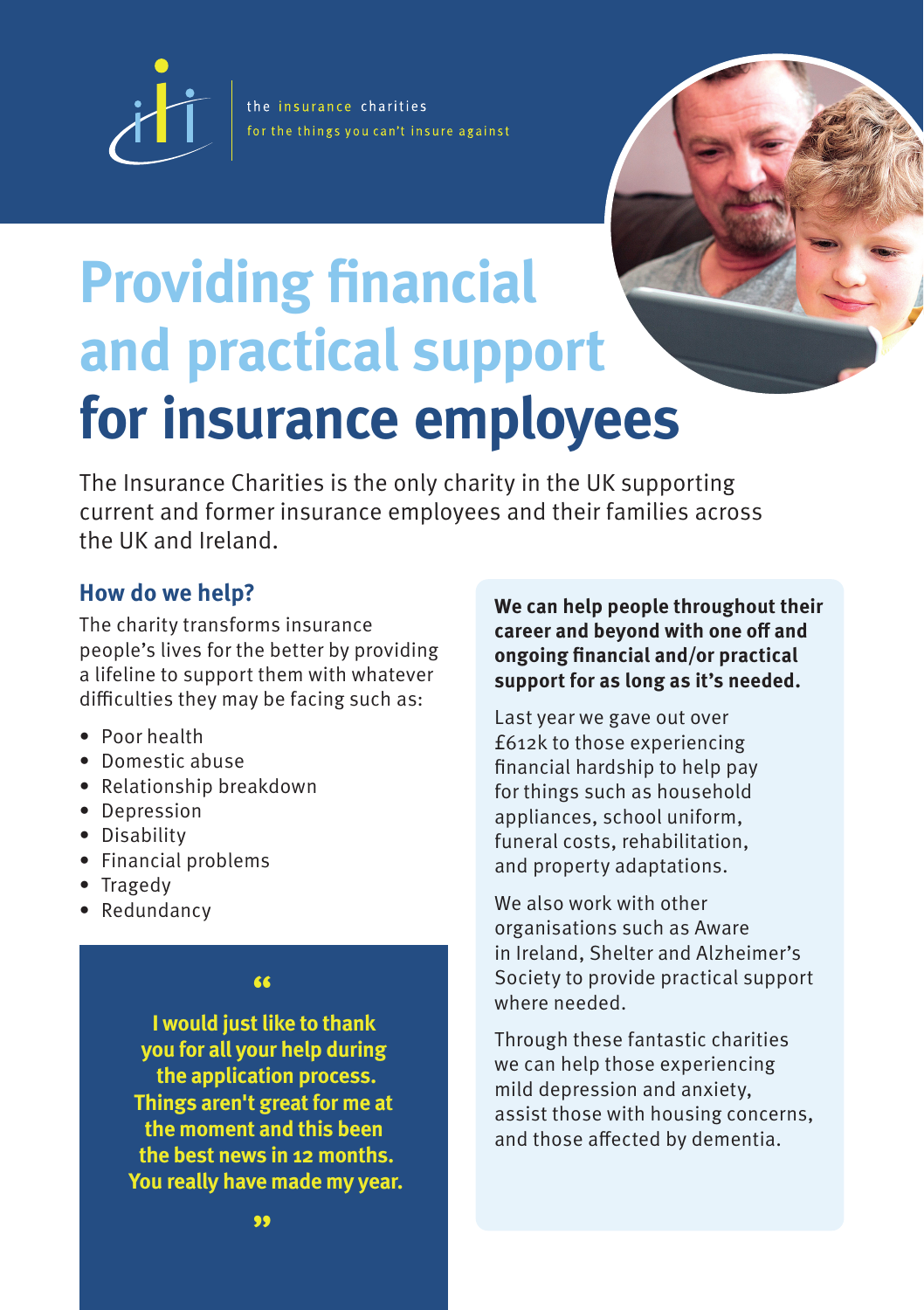the insurance charities
for the things you can't insure against

# Providing financial and practical support for insurance employees

The Insurance Charities is the only charity in the UK supporting current and former insurance employees and their families across the UK and Ireland.

## How do we help?

The charity transforms insurance people's lives for the better by providing a lifeline to support them with whatever difficulties they may be facing such as:

- Poor health
- Domestic abuse
- Relationship breakdown
- Depression
- Disability
- Financial problems
- Tragedy
- Redundancy

> **"I would just like to thank you for all your help during the application process. Things aren't great for me at the moment and this been the best news in 12 months. You really have made my year."**

**We can help people throughout their career and beyond with one off and ongoing financial and/or practical support for as long as it's needed.**

Last year we gave out over £612k to those experiencing financial hardship to help pay for things such as household appliances, school uniform, funeral costs, rehabilitation, and property adaptations.

We also work with other organisations such as Aware in Ireland, Shelter and Alzheimer's Society to provide practical support where needed.

Through these fantastic charities we can help those experiencing mild depression and anxiety, assist those with housing concerns, and those affected by dementia.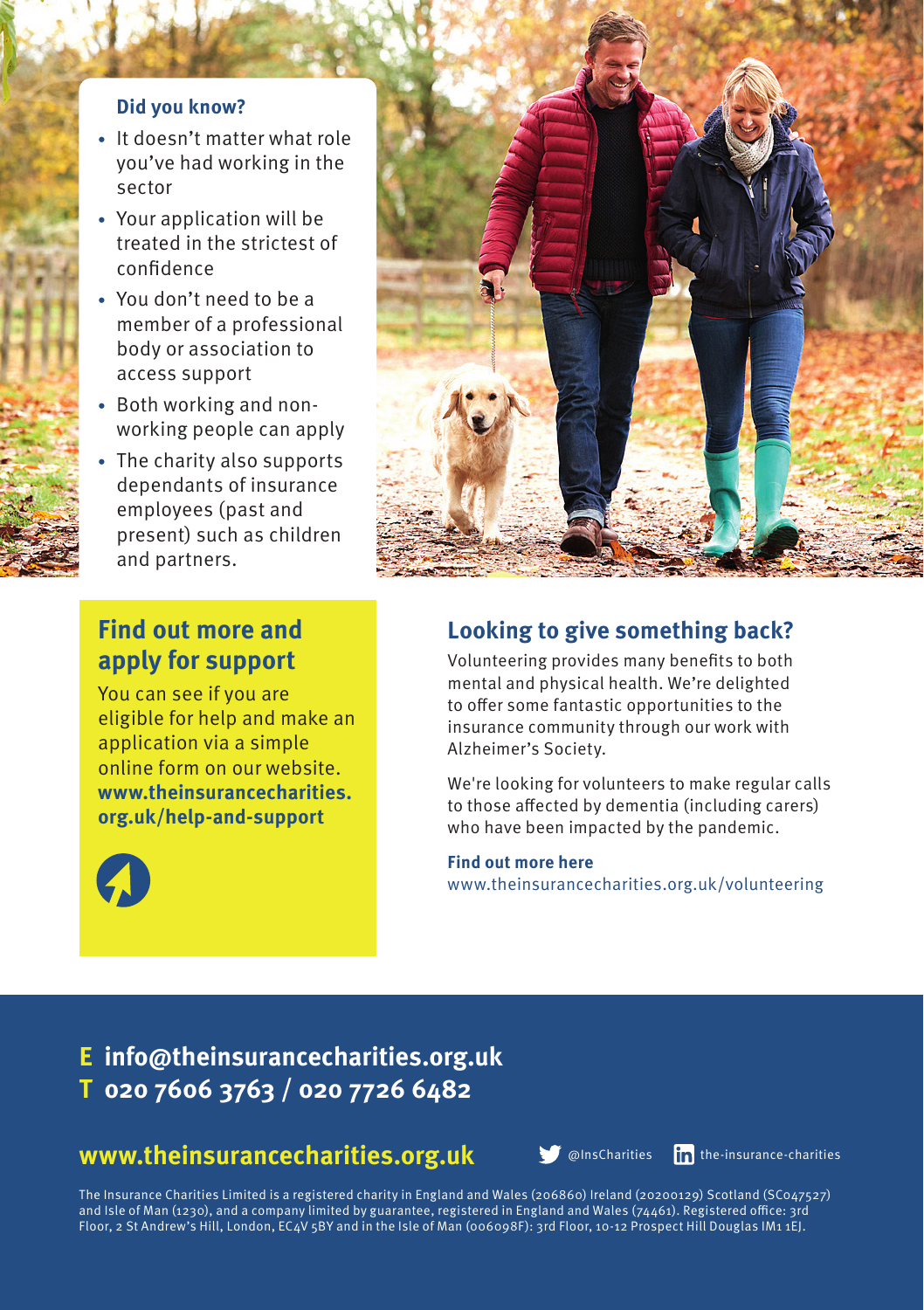## Did you know?

- It doesn't matter what role you've had working in the sector
- Your application will be treated in the strictest of confidence
- You don't need to be a member of a professional body or association to access support
- Both working and non-working people can apply
- The charity also supports dependants of insurance employees (past and present) such as children and partners.

## Find out more and apply for support

You can see if you are eligible for help and make an application via a simple online form on our website.
**www.theinsurancecharities.org.uk/help-and-support**

## Looking to give something back?

Volunteering provides many benefits to both mental and physical health. We're delighted to offer some fantastic opportunities to the insurance community through our work with Alzheimer's Society.

We're looking for volunteers to make regular calls to those affected by dementia (including carers) who have been impacted by the pandemic.

**Find out more here**
www.theinsurancecharities.org.uk/volunteering

**E info@theinsurancecharities.org.uk**
**T 020 7606 3763 / 020 7726 6482**

**www.theinsurancecharities.org.uk**

@InsCharities the-insurance-charities

The Insurance Charities Limited is a registered charity in England and Wales (206860) Ireland (20200129) Scotland (SC047527) and Isle of Man (1230), and a company limited by guarantee, registered in England and Wales (74461). Registered office: 3rd Floor, 2 St Andrew's Hill, London, EC4V 5BY and in the Isle of Man (006098F): 3rd Floor, 10-12 Prospect Hill Douglas IM1 1EJ.